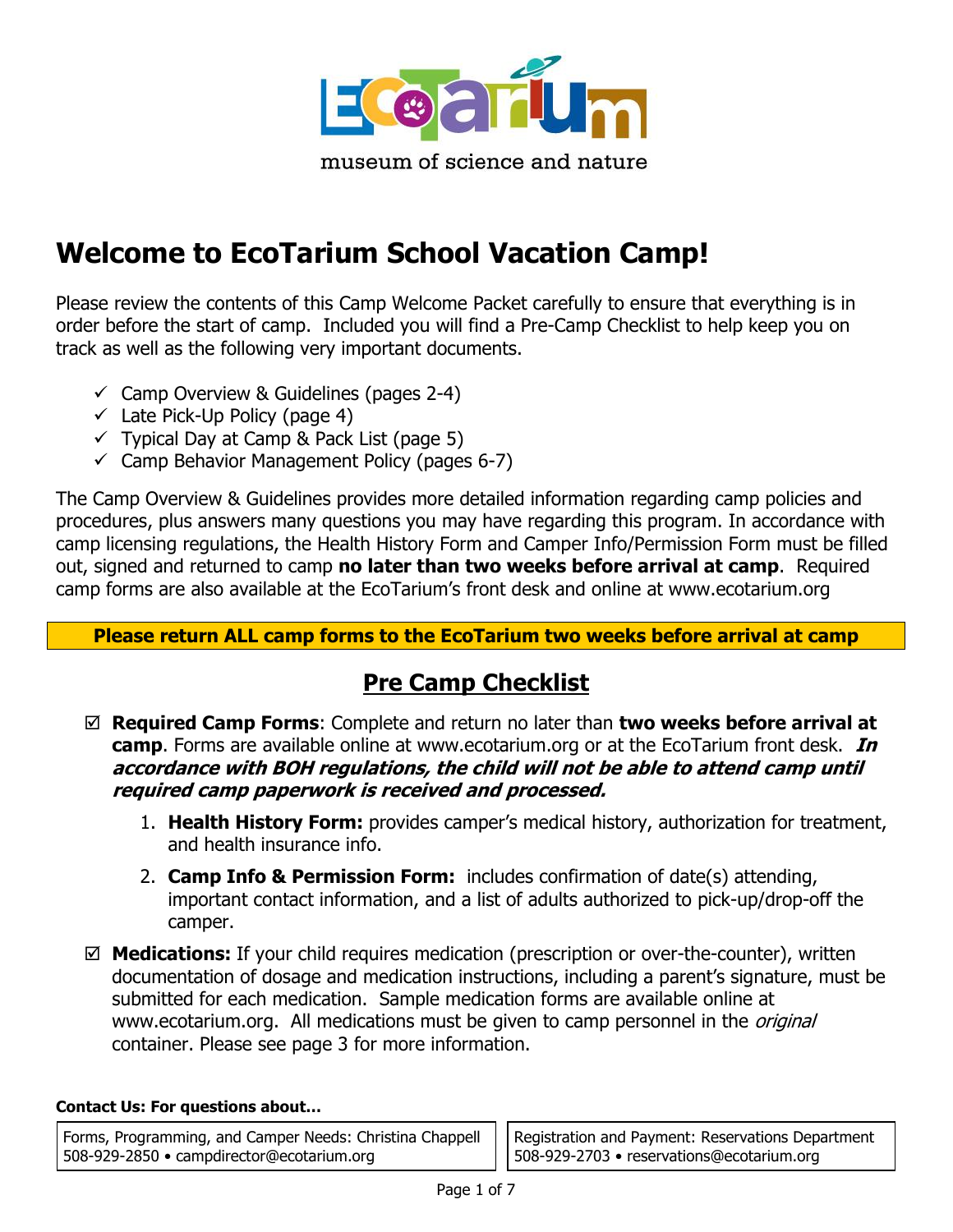EcoTarium

museum of science and nature

# Welcome to EcoTarium School Vacation Camp!

Please review the contents of this Camp Welcome Packet carefully to ensure that everything is in order before the start of camp. Included you will find a Pre-Camp Checklist to help keep you on track as well as the following very important documents.

- ✓ Camp Overview & Guidelines (pages 2-4)
- ✓ Late Pick-Up Policy (page 4)
- ✓ Typical Day at Camp & Pack List (page 5)
- ✓ Camp Behavior Management Policy (pages 6-7)

The Camp Overview & Guidelines provides more detailed information regarding camp policies and procedures, plus answers many questions you may have regarding this program. In accordance with camp licensing regulations, the Health History Form and Camper Info/Permission Form must be filled out, signed and returned to camp **no later than two weeks before arrival at camp**. Required camp forms are also available at the EcoTarium's front desk and online at www.ecotarium.org

**Please return ALL camp forms to the EcoTarium two weeks before arrival at camp**

## Pre Camp Checklist

- ☑ **Required Camp Forms**: Complete and return no later than **two weeks before arrival at camp**. Forms are available online at www.ecotarium.org or at the EcoTarium front desk. ***In accordance with BOH regulations, the child will not be able to attend camp until required camp paperwork is received and processed.***
  1. **Health History Form:** provides camper's medical history, authorization for treatment, and health insurance info.
  2. **Camp Info & Permission Form:** includes confirmation of date(s) attending, important contact information, and a list of adults authorized to pick-up/drop-off the camper.
- ☑ **Medications:** If your child requires medication (prescription or over-the-counter), written documentation of dosage and medication instructions, including a parent's signature, must be submitted for each medication. Sample medication forms are available online at www.ecotarium.org. All medications must be given to camp personnel in the *original* container. Please see page 3 for more information.

**Contact Us: For questions about…**

| Forms, Programming, and Camper Needs: Christina Chappell<br>508-929-2850 • campdirector@ecotarium.org | Registration and Payment: Reservations Department<br>508-929-2703 • reservations@ecotarium.org |
|---|---|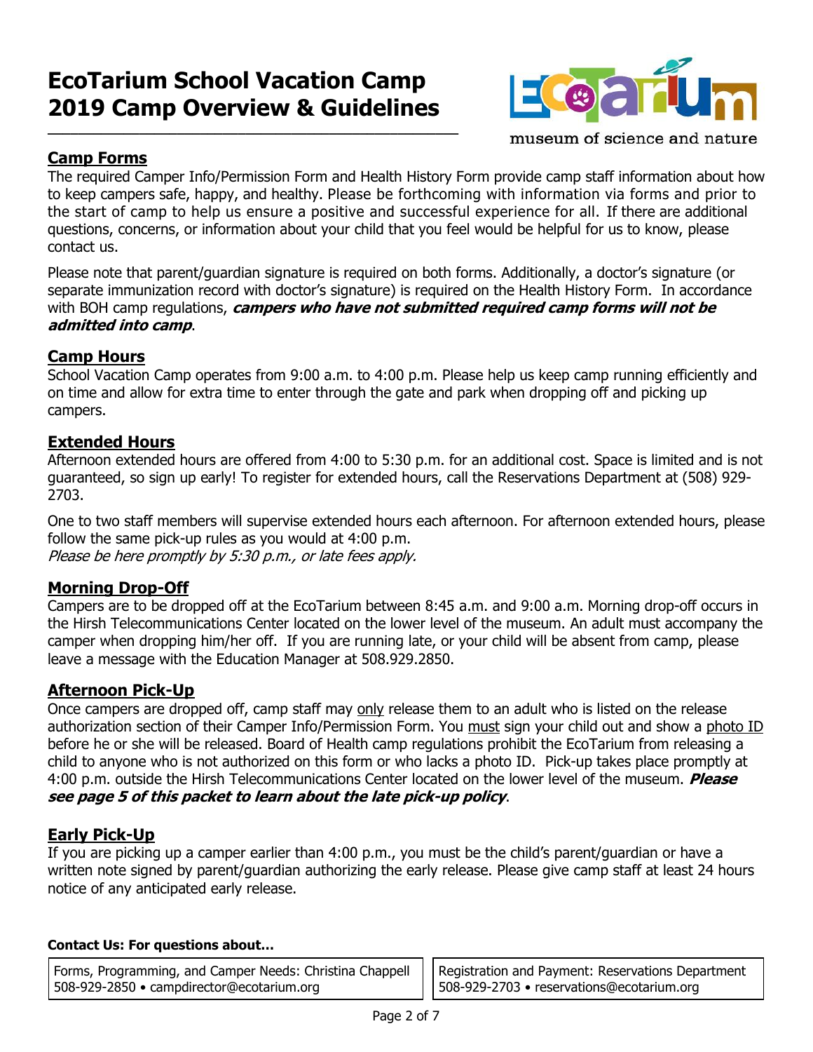# EcoTarium School Vacation Camp
# 2019 Camp Overview & Guidelines

museum of science and nature

## Camp Forms

The required Camper Info/Permission Form and Health History Form provide camp staff information about how to keep campers safe, happy, and healthy. Please be forthcoming with information via forms and prior to the start of camp to help us ensure a positive and successful experience for all. If there are additional questions, concerns, or information about your child that you feel would be helpful for us to know, please contact us.

Please note that parent/guardian signature is required on both forms. Additionally, a doctor's signature (or separate immunization record with doctor's signature) is required on the Health History Form. In accordance with BOH camp regulations, ***campers who have not submitted required camp forms will not be admitted into camp***.

## Camp Hours

School Vacation Camp operates from 9:00 a.m. to 4:00 p.m. Please help us keep camp running efficiently and on time and allow for extra time to enter through the gate and park when dropping off and picking up campers.

## Extended Hours

Afternoon extended hours are offered from 4:00 to 5:30 p.m. for an additional cost. Space is limited and is not guaranteed, so sign up early! To register for extended hours, call the Reservations Department at (508) 929-2703.

One to two staff members will supervise extended hours each afternoon. For afternoon extended hours, please follow the same pick-up rules as you would at 4:00 p.m.
*Please be here promptly by 5:30 p.m., or late fees apply.*

## Morning Drop-Off

Campers are to be dropped off at the EcoTarium between 8:45 a.m. and 9:00 a.m. Morning drop-off occurs in the Hirsh Telecommunications Center located on the lower level of the museum. An adult must accompany the camper when dropping him/her off. If you are running late, or your child will be absent from camp, please leave a message with the Education Manager at 508.929.2850.

## Afternoon Pick-Up

Once campers are dropped off, camp staff may only release them to an adult who is listed on the release authorization section of their Camper Info/Permission Form. You must sign your child out and show a photo ID before he or she will be released. Board of Health camp regulations prohibit the EcoTarium from releasing a child to anyone who is not authorized on this form or who lacks a photo ID. Pick-up takes place promptly at 4:00 p.m. outside the Hirsh Telecommunications Center located on the lower level of the museum. ***Please see page 5 of this packet to learn about the late pick-up policy***.

## Early Pick-Up

If you are picking up a camper earlier than 4:00 p.m., you must be the child's parent/guardian or have a written note signed by parent/guardian authorizing the early release. Please give camp staff at least 24 hours notice of any anticipated early release.

**Contact Us: For questions about…**

| Forms, Programming, and Camper Needs: Christina Chappell<br>508-929-2850 • campdirector@ecotarium.org | Registration and Payment: Reservations Department<br>508-929-2703 • reservations@ecotarium.org |
| --- | --- |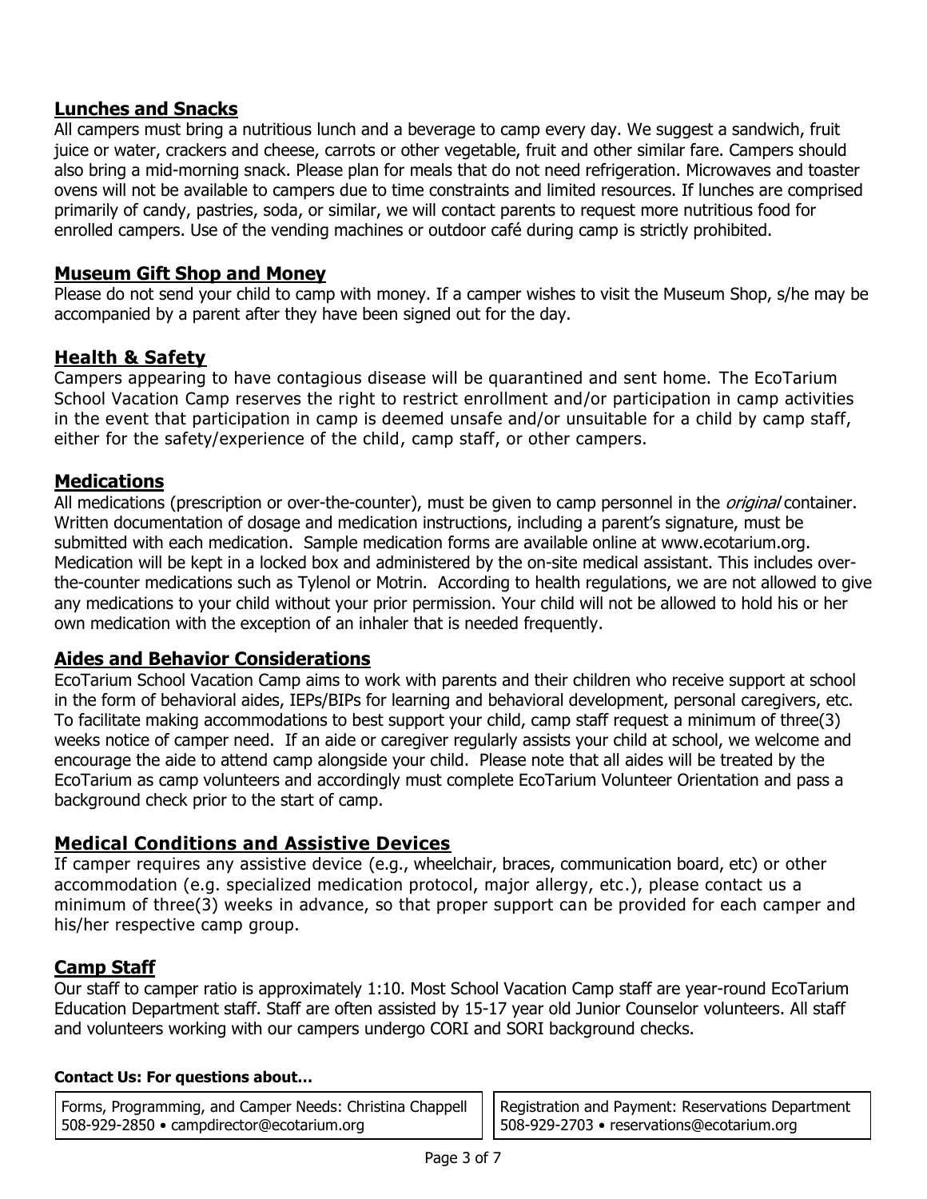## Lunches and Snacks

All campers must bring a nutritious lunch and a beverage to camp every day. We suggest a sandwich, fruit juice or water, crackers and cheese, carrots or other vegetable, fruit and other similar fare. Campers should also bring a mid-morning snack. Please plan for meals that do not need refrigeration. Microwaves and toaster ovens will not be available to campers due to time constraints and limited resources. If lunches are comprised primarily of candy, pastries, soda, or similar, we will contact parents to request more nutritious food for enrolled campers. Use of the vending machines or outdoor café during camp is strictly prohibited.

## Museum Gift Shop and Money

Please do not send your child to camp with money. If a camper wishes to visit the Museum Shop, s/he may be accompanied by a parent after they have been signed out for the day.

## Health & Safety

Campers appearing to have contagious disease will be quarantined and sent home. The EcoTarium School Vacation Camp reserves the right to restrict enrollment and/or participation in camp activities in the event that participation in camp is deemed unsafe and/or unsuitable for a child by camp staff, either for the safety/experience of the child, camp staff, or other campers.

## Medications

All medications (prescription or over-the-counter), must be given to camp personnel in the *original* container. Written documentation of dosage and medication instructions, including a parent's signature, must be submitted with each medication. Sample medication forms are available online at www.ecotarium.org. Medication will be kept in a locked box and administered by the on-site medical assistant. This includes over-the-counter medications such as Tylenol or Motrin. According to health regulations, we are not allowed to give any medications to your child without your prior permission. Your child will not be allowed to hold his or her own medication with the exception of an inhaler that is needed frequently.

## Aides and Behavior Considerations

EcoTarium School Vacation Camp aims to work with parents and their children who receive support at school in the form of behavioral aides, IEPs/BIPs for learning and behavioral development, personal caregivers, etc. To facilitate making accommodations to best support your child, camp staff request a minimum of three(3) weeks notice of camper need. If an aide or caregiver regularly assists your child at school, we welcome and encourage the aide to attend camp alongside your child. Please note that all aides will be treated by the EcoTarium as camp volunteers and accordingly must complete EcoTarium Volunteer Orientation and pass a background check prior to the start of camp.

## Medical Conditions and Assistive Devices

If camper requires any assistive device (e.g., wheelchair, braces, communication board, etc) or other accommodation (e.g. specialized medication protocol, major allergy, etc.), please contact us a minimum of three(3) weeks in advance, so that proper support can be provided for each camper and his/her respective camp group.

## Camp Staff

Our staff to camper ratio is approximately 1:10. Most School Vacation Camp staff are year-round EcoTarium Education Department staff. Staff are often assisted by 15-17 year old Junior Counselor volunteers. All staff and volunteers working with our campers undergo CORI and SORI background checks.

**Contact Us: For questions about…**

| Forms, Programming, and Camper Needs: Christina Chappell<br>508-929-2850 • campdirector@ecotarium.org | Registration and Payment: Reservations Department<br>508-929-2703 • reservations@ecotarium.org |
| --- | --- |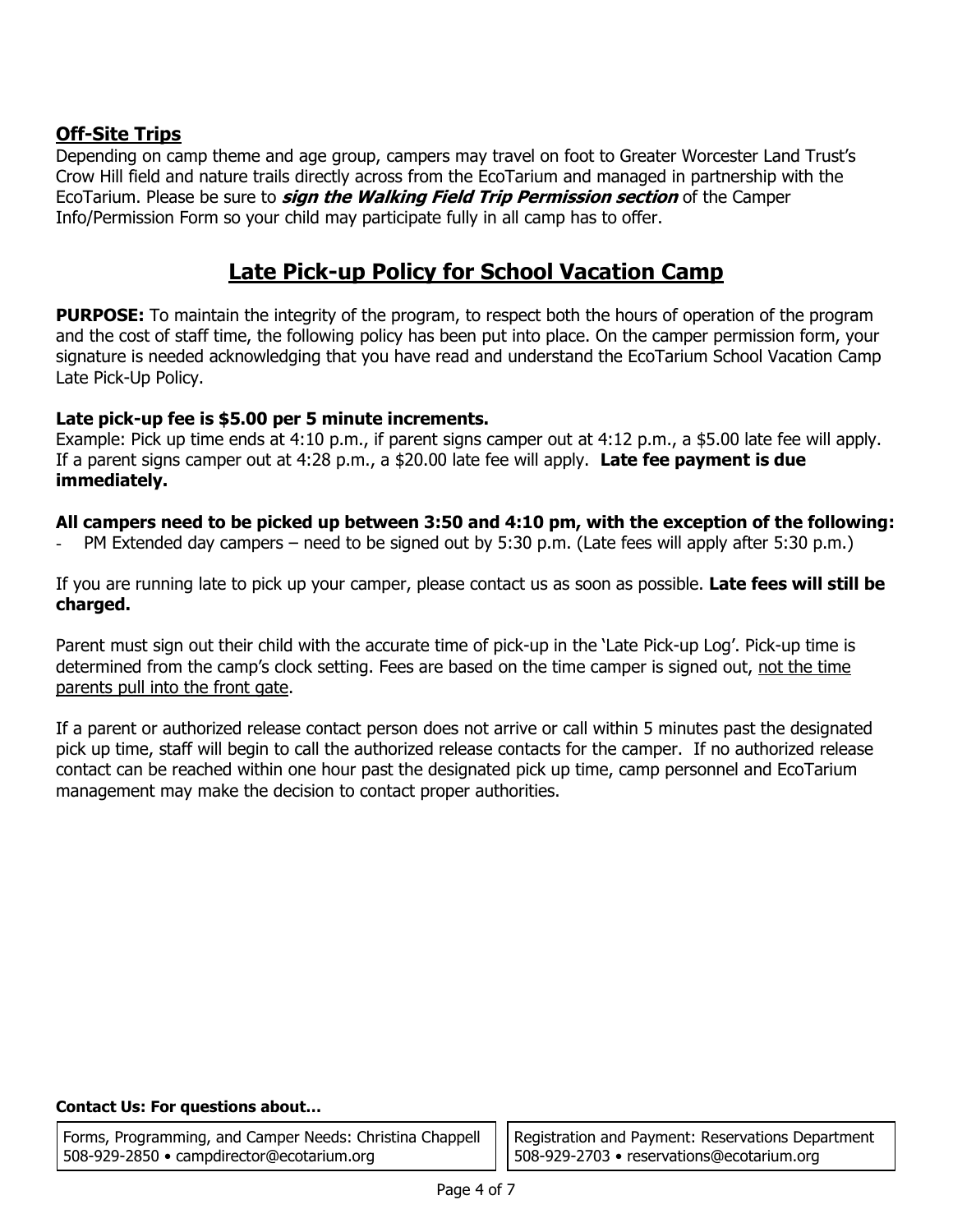## **Off-Site Trips**

Depending on camp theme and age group, campers may travel on foot to Greater Worcester Land Trust's Crow Hill field and nature trails directly across from the EcoTarium and managed in partnership with the EcoTarium. Please be sure to ***sign the Walking Field Trip Permission section*** of the Camper Info/Permission Form so your child may participate fully in all camp has to offer.

# **Late Pick-up Policy for School Vacation Camp**

**PURPOSE:** To maintain the integrity of the program, to respect both the hours of operation of the program and the cost of staff time, the following policy has been put into place. On the camper permission form, your signature is needed acknowledging that you have read and understand the EcoTarium School Vacation Camp Late Pick-Up Policy.

**Late pick-up fee is $5.00 per 5 minute increments.**
Example: Pick up time ends at 4:10 p.m., if parent signs camper out at 4:12 p.m., a $5.00 late fee will apply. If a parent signs camper out at 4:28 p.m., a $20.00 late fee will apply. **Late fee payment is due immediately.**

**All campers need to be picked up between 3:50 and 4:10 pm, with the exception of the following:**

- PM Extended day campers – need to be signed out by 5:30 p.m. (Late fees will apply after 5:30 p.m.)

If you are running late to pick up your camper, please contact us as soon as possible. **Late fees will still be charged.**

Parent must sign out their child with the accurate time of pick-up in the 'Late Pick-up Log'. Pick-up time is determined from the camp's clock setting. Fees are based on the time camper is signed out, <u>not the time parents pull into the front gate</u>.

If a parent or authorized release contact person does not arrive or call within 5 minutes past the designated pick up time, staff will begin to call the authorized release contacts for the camper. If no authorized release contact can be reached within one hour past the designated pick up time, camp personnel and EcoTarium management may make the decision to contact proper authorities.

**Contact Us: For questions about…**

| Forms, Programming, and Camper Needs: Christina Chappell<br>508-929-2850 • campdirector@ecotarium.org | Registration and Payment: Reservations Department<br>508-929-2703 • reservations@ecotarium.org |
| --- | --- |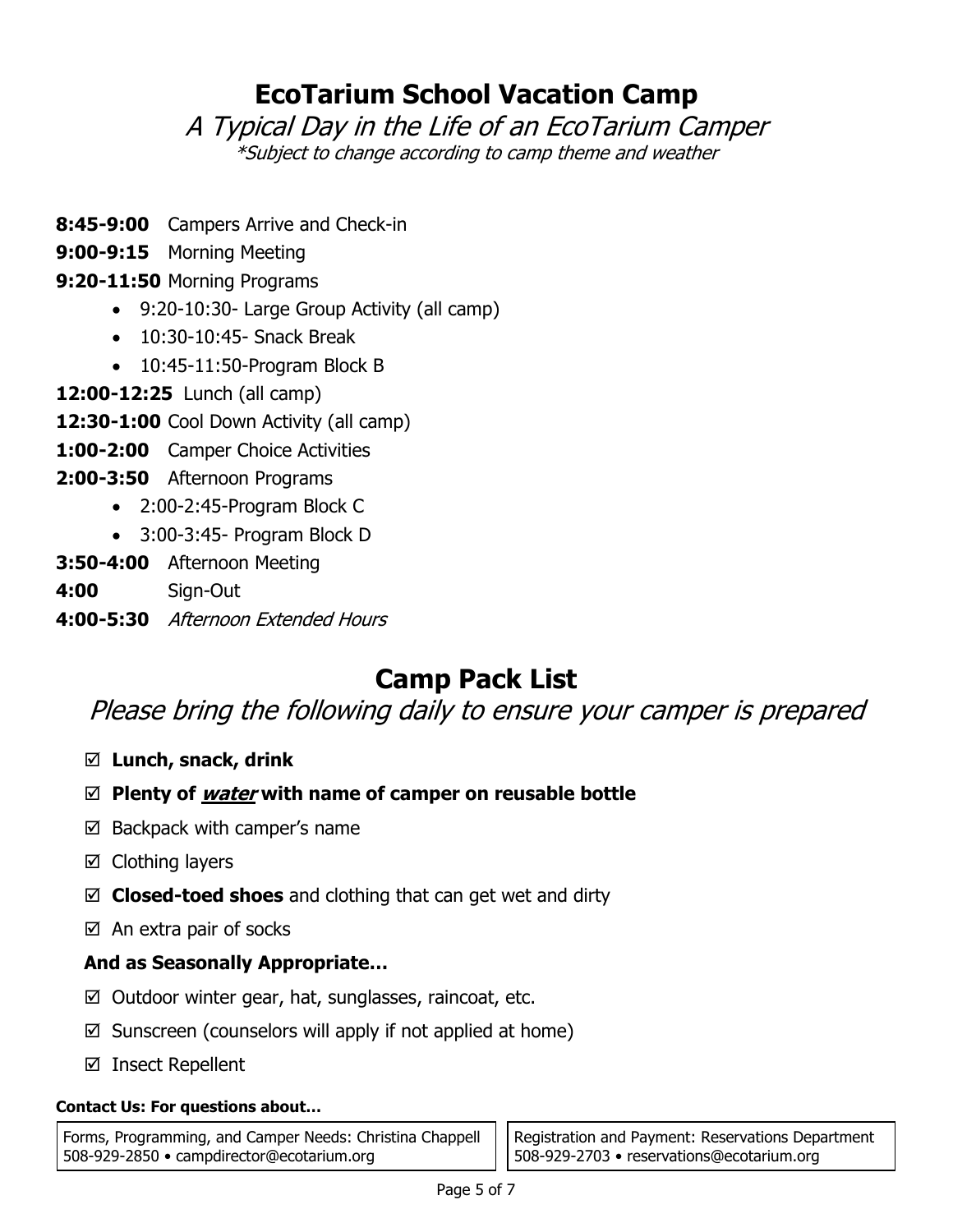# EcoTarium School Vacation Camp

*A Typical Day in the Life of an EcoTarium Camper*

*\*Subject to change according to camp theme and weather*

**8:45-9:00** Campers Arrive and Check-in

**9:00-9:15** Morning Meeting

**9:20-11:50** Morning Programs

- 9:20-10:30- Large Group Activity (all camp)
- 10:30-10:45- Snack Break
- 10:45-11:50-Program Block B

**12:00-12:25** Lunch (all camp)

**12:30-1:00** Cool Down Activity (all camp)

**1:00-2:00** Camper Choice Activities

**2:00-3:50** Afternoon Programs

- 2:00-2:45-Program Block C
- 3:00-3:45- Program Block D

**3:50-4:00** Afternoon Meeting

**4:00** Sign-Out

**4:00-5:30** *Afternoon Extended Hours*

# Camp Pack List

*Please bring the following daily to ensure your camper is prepared*

- ☑ **Lunch, snack, drink**
- ☑ **Plenty of *water* with name of camper on reusable bottle**
- ☑ Backpack with camper's name
- ☑ Clothing layers
- ☑ **Closed-toed shoes** and clothing that can get wet and dirty
- ☑ An extra pair of socks

**And as Seasonally Appropriate…**

- ☑ Outdoor winter gear, hat, sunglasses, raincoat, etc.
- ☑ Sunscreen (counselors will apply if not applied at home)
- ☑ Insect Repellent

**Contact Us: For questions about…**

Forms, Programming, and Camper Needs: Christina Chappell
508-929-2850 • campdirector@ecotarium.org

Registration and Payment: Reservations Department
508-929-2703 • reservations@ecotarium.org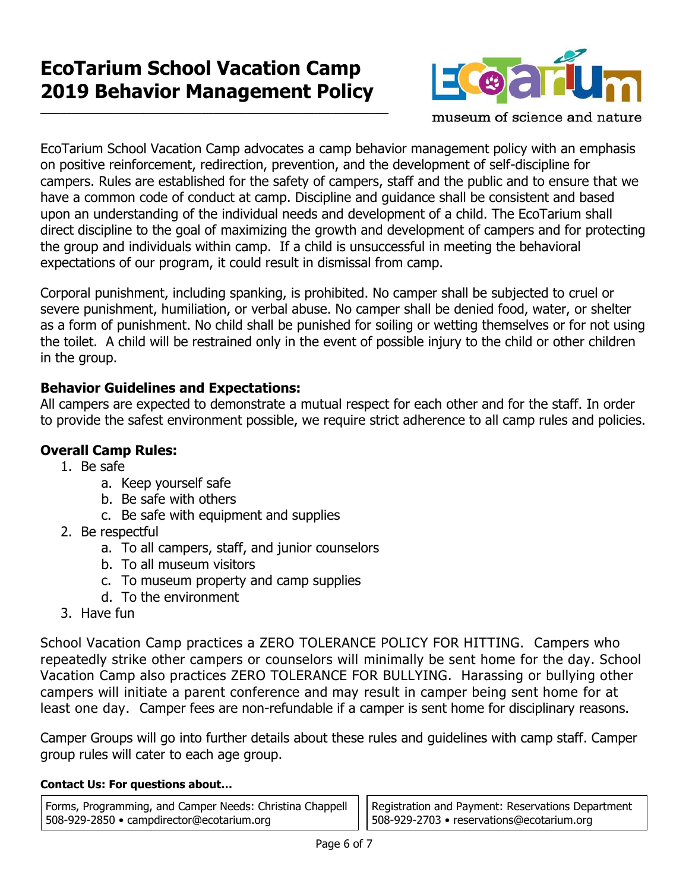# EcoTarium School Vacation Camp 2019 Behavior Management Policy

museum of science and nature

EcoTarium School Vacation Camp advocates a camp behavior management policy with an emphasis on positive reinforcement, redirection, prevention, and the development of self-discipline for campers. Rules are established for the safety of campers, staff and the public and to ensure that we have a common code of conduct at camp. Discipline and guidance shall be consistent and based upon an understanding of the individual needs and development of a child. The EcoTarium shall direct discipline to the goal of maximizing the growth and development of campers and for protecting the group and individuals within camp. If a child is unsuccessful in meeting the behavioral expectations of our program, it could result in dismissal from camp.

Corporal punishment, including spanking, is prohibited. No camper shall be subjected to cruel or severe punishment, humiliation, or verbal abuse. No camper shall be denied food, water, or shelter as a form of punishment. No child shall be punished for soiling or wetting themselves or for not using the toilet. A child will be restrained only in the event of possible injury to the child or other children in the group.

**Behavior Guidelines and Expectations:**
All campers are expected to demonstrate a mutual respect for each other and for the staff. In order to provide the safest environment possible, we require strict adherence to all camp rules and policies.

**Overall Camp Rules:**

1. Be safe
   a. Keep yourself safe
   b. Be safe with others
   c. Be safe with equipment and supplies
2. Be respectful
   a. To all campers, staff, and junior counselors
   b. To all museum visitors
   c. To museum property and camp supplies
   d. To the environment
3. Have fun

School Vacation Camp practices a ZERO TOLERANCE POLICY FOR HITTING. Campers who repeatedly strike other campers or counselors will minimally be sent home for the day. School Vacation Camp also practices ZERO TOLERANCE FOR BULLYING. Harassing or bullying other campers will initiate a parent conference and may result in camper being sent home for at least one day. Camper fees are non-refundable if a camper is sent home for disciplinary reasons.

Camper Groups will go into further details about these rules and guidelines with camp staff. Camper group rules will cater to each age group.

**Contact Us: For questions about…**

| Forms, Programming, and Camper Needs: Christina Chappell<br>508-929-2850 • campdirector@ecotarium.org | Registration and Payment: Reservations Department<br>508-929-2703 • reservations@ecotarium.org |
|---|---|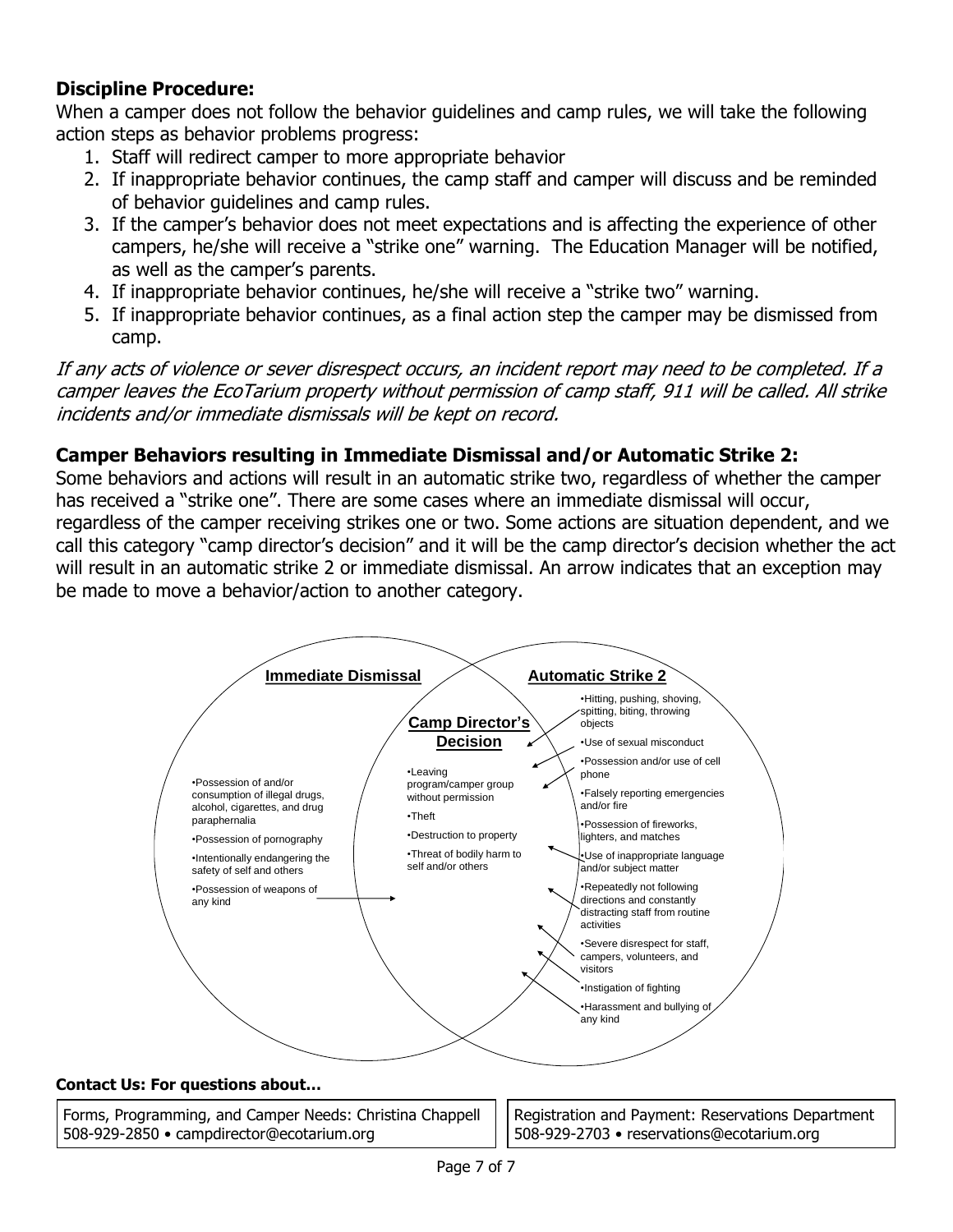**Discipline Procedure:**

When a camper does not follow the behavior guidelines and camp rules, we will take the following action steps as behavior problems progress:

1. Staff will redirect camper to more appropriate behavior
2. If inappropriate behavior continues, the camp staff and camper will discuss and be reminded of behavior guidelines and camp rules.
3. If the camper's behavior does not meet expectations and is affecting the experience of other campers, he/she will receive a "strike one" warning. The Education Manager will be notified, as well as the camper's parents.
4. If inappropriate behavior continues, he/she will receive a "strike two" warning.
5. If inappropriate behavior continues, as a final action step the camper may be dismissed from camp.

*If any acts of violence or sever disrespect occurs, an incident report may need to be completed. If a camper leaves the EcoTarium property without permission of camp staff, 911 will be called. All strike incidents and/or immediate dismissals will be kept on record.*

**Camper Behaviors resulting in Immediate Dismissal and/or Automatic Strike 2:**

Some behaviors and actions will result in an automatic strike two, regardless of whether the camper has received a "strike one". There are some cases where an immediate dismissal will occur, regardless of the camper receiving strikes one or two. Some actions are situation dependent, and we call this category "camp director's decision" and it will be the camp director's decision whether the act will result in an automatic strike 2 or immediate dismissal. An arrow indicates that an exception may be made to move a behavior/action to another category.

**Immediate Dismissal**

- Possession of and/or consumption of illegal drugs, alcohol, cigarettes, and drug paraphernalia
- Possession of pornography
- Intentionally endangering the safety of self and others
- Possession of weapons of any kind

**Camp Director's Decision**

- Leaving program/camper group without permission
- Theft
- Destruction to property
- Threat of bodily harm to self and/or others

**Automatic Strike 2**

- Hitting, pushing, shoving, spitting, biting, throwing objects
- Use of sexual misconduct
- Possession and/or use of cell phone
- Falsely reporting emergencies and/or fire
- Possession of fireworks, lighters, and matches
- Use of inappropriate language and/or subject matter
- Repeatedly not following directions and constantly distracting staff from routine activities
- Severe disrespect for staff, campers, volunteers, and visitors
- Instigation of fighting
- Harassment and bullying of any kind

**Contact Us: For questions about…**

| | |
|---|---|
| Forms, Programming, and Camper Needs: Christina Chappell<br>508-929-2850 • campdirector@ecotarium.org | Registration and Payment: Reservations Department<br>508-929-2703 • reservations@ecotarium.org |